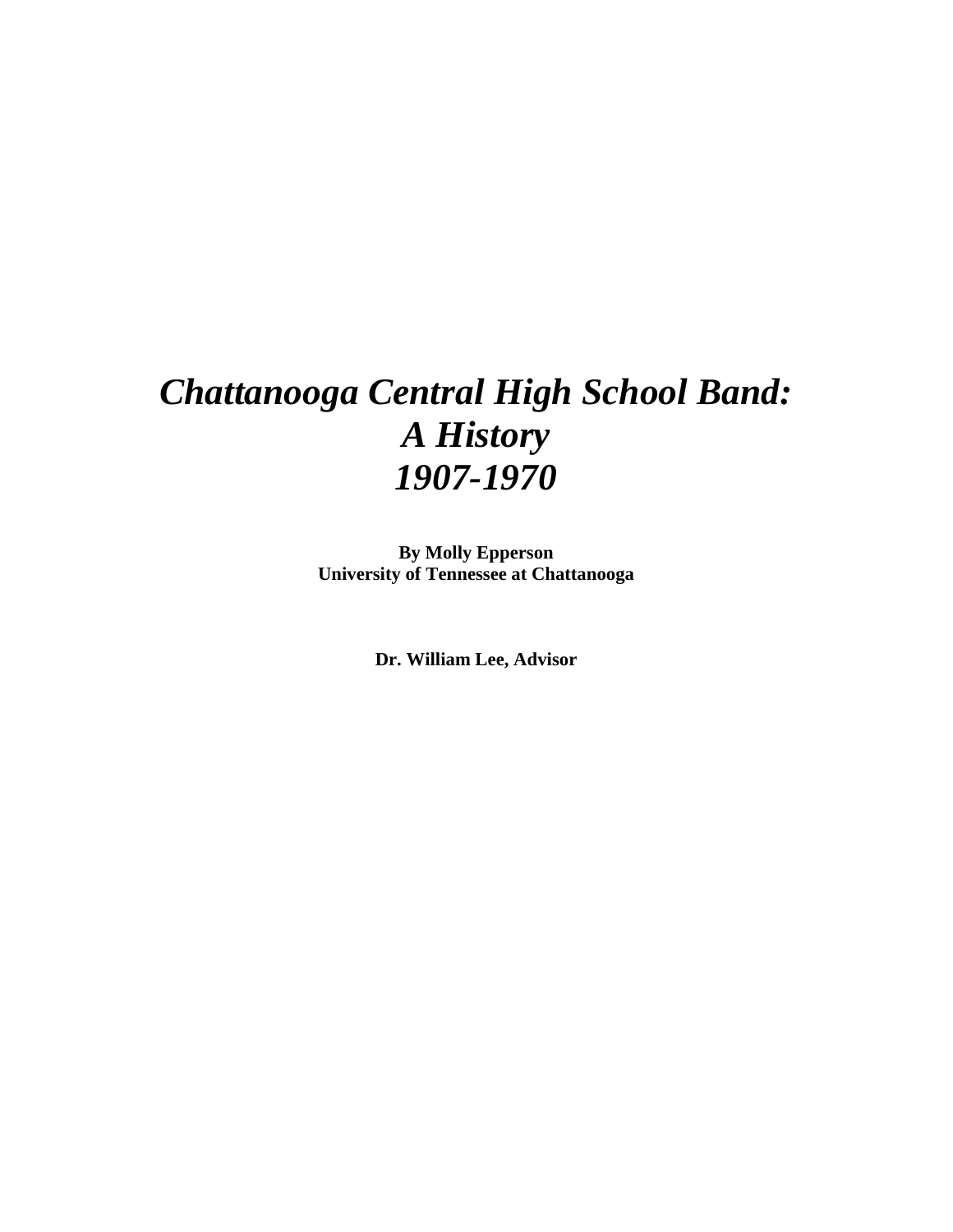# *Chattanooga Central High School Band: A History 1907-1970*

**By Molly Epperson**
**University of Tennessee at Chattanooga**

**Dr. William Lee, Advisor**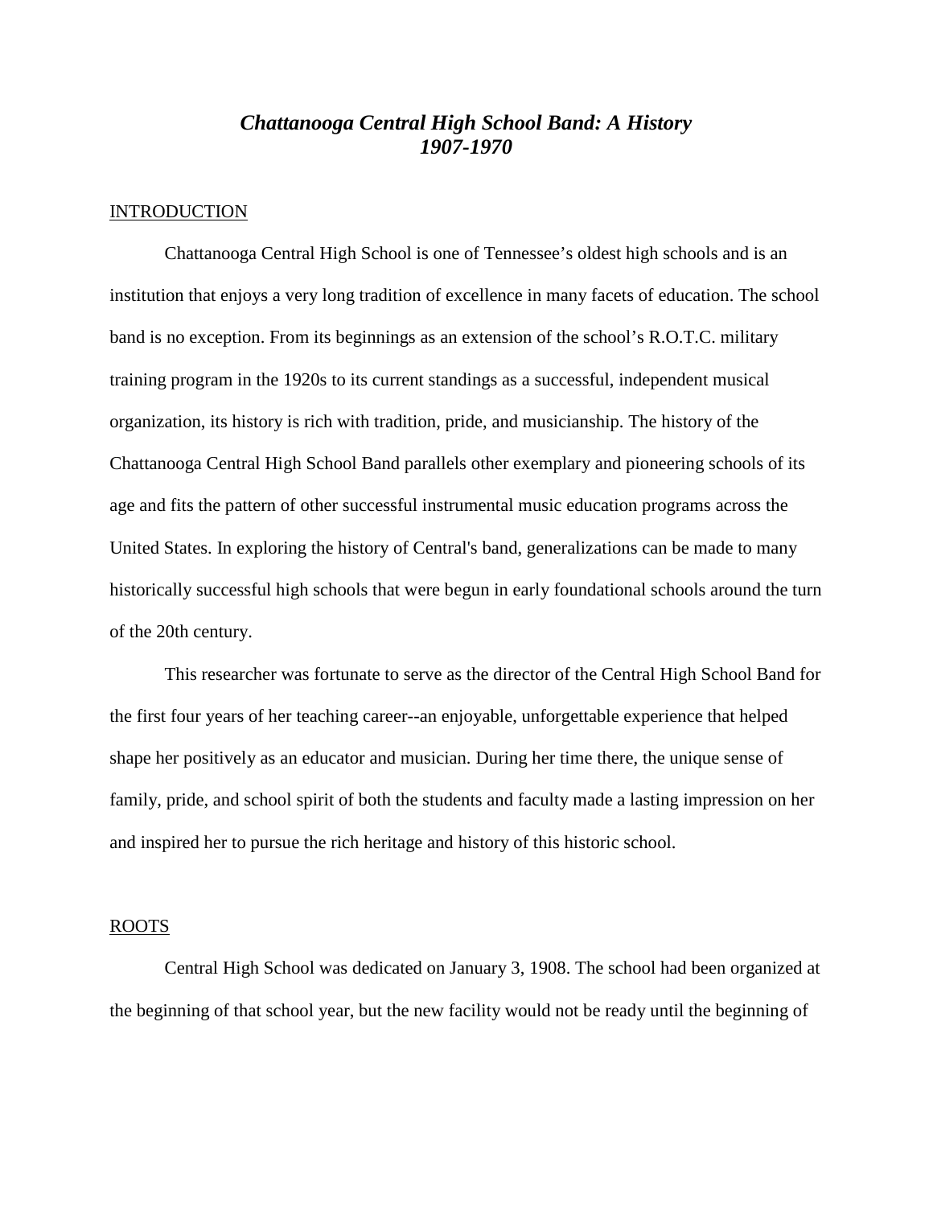# *Chattanooga Central High School Band: A History 1907-1970*

## INTRODUCTION

Chattanooga Central High School is one of Tennessee's oldest high schools and is an institution that enjoys a very long tradition of excellence in many facets of education. The school band is no exception. From its beginnings as an extension of the school's R.O.T.C. military training program in the 1920s to its current standings as a successful, independent musical organization, its history is rich with tradition, pride, and musicianship. The history of the Chattanooga Central High School Band parallels other exemplary and pioneering schools of its age and fits the pattern of other successful instrumental music education programs across the United States. In exploring the history of Central's band, generalizations can be made to many historically successful high schools that were begun in early foundational schools around the turn of the 20th century.

This researcher was fortunate to serve as the director of the Central High School Band for the first four years of her teaching career--an enjoyable, unforgettable experience that helped shape her positively as an educator and musician. During her time there, the unique sense of family, pride, and school spirit of both the students and faculty made a lasting impression on her and inspired her to pursue the rich heritage and history of this historic school.

## ROOTS

Central High School was dedicated on January 3, 1908. The school had been organized at the beginning of that school year, but the new facility would not be ready until the beginning of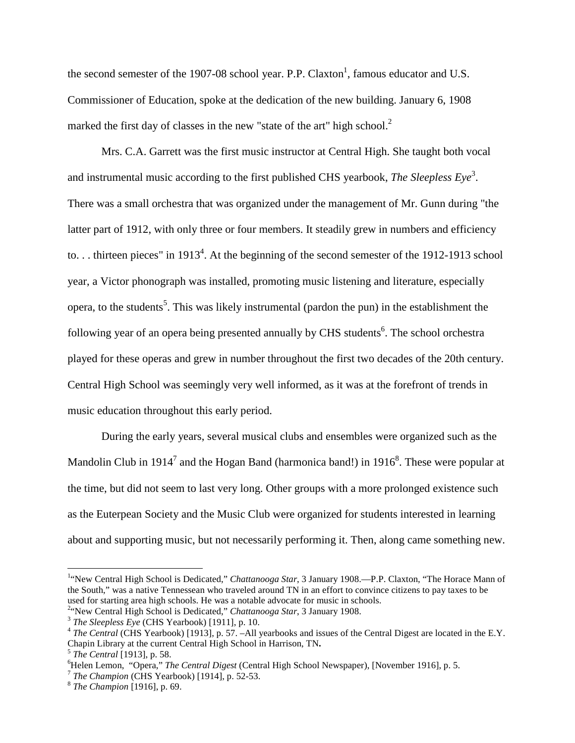the second semester of the 1907-08 school year. P.P. Claxton[1], famous educator and U.S. Commissioner of Education, spoke at the dedication of the new building. January 6, 1908 marked the first day of classes in the new "state of the art" high school.[2]

Mrs. C.A. Garrett was the first music instructor at Central High. She taught both vocal and instrumental music according to the first published CHS yearbook, *The Sleepless Eye*[3]. There was a small orchestra that was organized under the management of Mr. Gunn during "the latter part of 1912, with only three or four members. It steadily grew in numbers and efficiency to. . . thirteen pieces" in 1913[4]. At the beginning of the second semester of the 1912-1913 school year, a Victor phonograph was installed, promoting music listening and literature, especially opera, to the students[5]. This was likely instrumental (pardon the pun) in the establishment the following year of an opera being presented annually by CHS students[6]. The school orchestra played for these operas and grew in number throughout the first two decades of the 20th century. Central High School was seemingly very well informed, as it was at the forefront of trends in music education throughout this early period.

During the early years, several musical clubs and ensembles were organized such as the Mandolin Club in 1914[7] and the Hogan Band (harmonica band!) in 1916[8]. These were popular at the time, but did not seem to last very long. Other groups with a more prolonged existence such as the Euterpean Society and the Music Club were organized for students interested in learning about and supporting music, but not necessarily performing it. Then, along came something new.

---

[1]"New Central High School is Dedicated," *Chattanooga Star*, 3 January 1908.—P.P. Claxton, "The Horace Mann of the South," was a native Tennessean who traveled around TN in an effort to convince citizens to pay taxes to be used for starting area high schools. He was a notable advocate for music in schools.

[2]"New Central High School is Dedicated," *Chattanooga Star*, 3 January 1908.

[3] *The Sleepless Eye* (CHS Yearbook) [1911], p. 10.

[4] *The Central* (CHS Yearbook) [1913], p. 57. –All yearbooks and issues of the Central Digest are located in the E.Y. Chapin Library at the current Central High School in Harrison, TN**.**

[5] *The Central* [1913], p. 58.

[6]Helen Lemon, "Opera," *The Central Digest* (Central High School Newspaper), [November 1916], p. 5.

[7] *The Champion* (CHS Yearbook) [1914], p. 52-53.

[8] *The Champion* [1916], p. 69.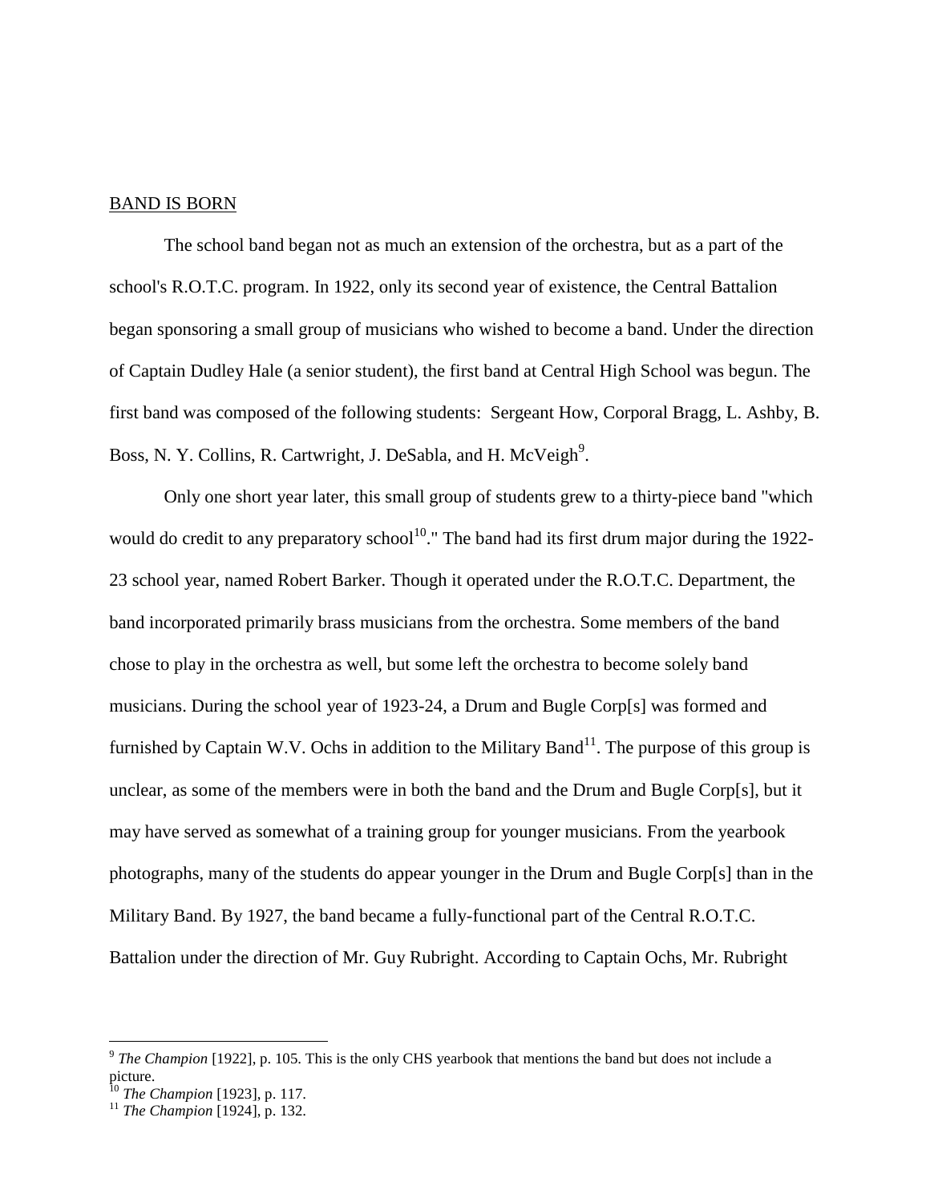BAND IS BORN

The school band began not as much an extension of the orchestra, but as a part of the school's R.O.T.C. program. In 1922, only its second year of existence, the Central Battalion began sponsoring a small group of musicians who wished to become a band. Under the direction of Captain Dudley Hale (a senior student), the first band at Central High School was begun. The first band was composed of the following students: Sergeant How, Corporal Bragg, L. Ashby, B. Boss, N. Y. Collins, R. Cartwright, J. DeSabla, and H. McVeigh[9].

Only one short year later, this small group of students grew to a thirty-piece band "which would do credit to any preparatory school[10]." The band had its first drum major during the 1922-23 school year, named Robert Barker. Though it operated under the R.O.T.C. Department, the band incorporated primarily brass musicians from the orchestra. Some members of the band chose to play in the orchestra as well, but some left the orchestra to become solely band musicians. During the school year of 1923-24, a Drum and Bugle Corp[s] was formed and furnished by Captain W.V. Ochs in addition to the Military Band[11]. The purpose of this group is unclear, as some of the members were in both the band and the Drum and Bugle Corp[s], but it may have served as somewhat of a training group for younger musicians. From the yearbook photographs, many of the students do appear younger in the Drum and Bugle Corp[s] than in the Military Band. By 1927, the band became a fully-functional part of the Central R.O.T.C. Battalion under the direction of Mr. Guy Rubright. According to Captain Ochs, Mr. Rubright

---

[9] *The Champion* [1922], p. 105. This is the only CHS yearbook that mentions the band but does not include a picture.

[10] *The Champion* [1923], p. 117.

[11] *The Champion* [1924], p. 132.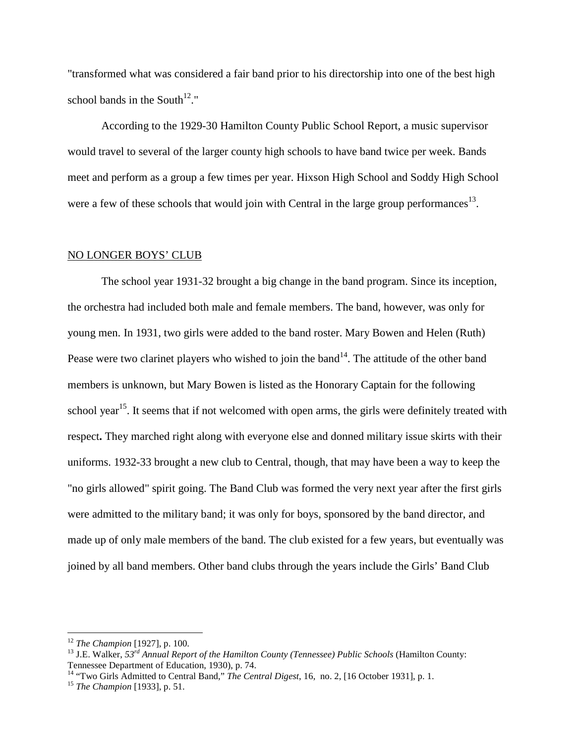"transformed what was considered a fair band prior to his directorship into one of the best high school bands in the South[12]."

According to the 1929-30 Hamilton County Public School Report, a music supervisor would travel to several of the larger county high schools to have band twice per week. Bands meet and perform as a group a few times per year. Hixson High School and Soddy High School were a few of these schools that would join with Central in the large group performances[13].

## NO LONGER BOYS' CLUB

The school year 1931-32 brought a big change in the band program. Since its inception, the orchestra had included both male and female members. The band, however, was only for young men. In 1931, two girls were added to the band roster. Mary Bowen and Helen (Ruth) Pease were two clarinet players who wished to join the band[14]. The attitude of the other band members is unknown, but Mary Bowen is listed as the Honorary Captain for the following school year[15]. It seems that if not welcomed with open arms, the girls were definitely treated with respect**.** They marched right along with everyone else and donned military issue skirts with their uniforms. 1932-33 brought a new club to Central, though, that may have been a way to keep the "no girls allowed" spirit going. The Band Club was formed the very next year after the first girls were admitted to the military band; it was only for boys, sponsored by the band director, and made up of only male members of the band. The club existed for a few years, but eventually was joined by all band members. Other band clubs through the years include the Girls' Band Club

---

[12] *The Champion* [1927], p. 100.

[13] J.E. Walker, *53rd Annual Report of the Hamilton County (Tennessee) Public Schools* (Hamilton County: Tennessee Department of Education, 1930), p. 74.

[14] "Two Girls Admitted to Central Band," *The Central Digest*, 16, no. 2, [16 October 1931], p. 1.

[15] *The Champion* [1933], p. 51.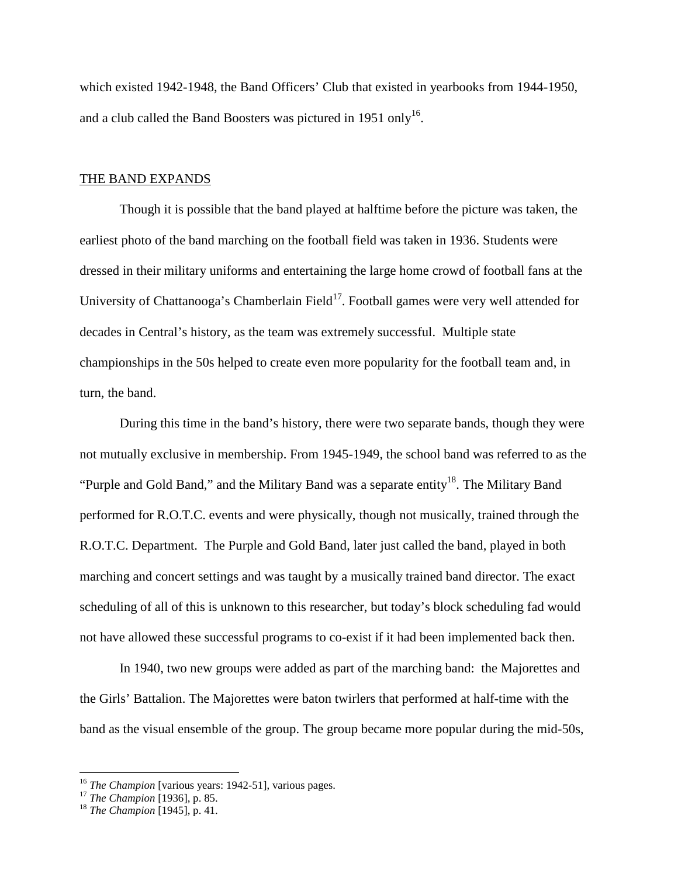which existed 1942-1948, the Band Officers' Club that existed in yearbooks from 1944-1950, and a club called the Band Boosters was pictured in 1951 only[16].

THE BAND EXPANDS

Though it is possible that the band played at halftime before the picture was taken, the earliest photo of the band marching on the football field was taken in 1936. Students were dressed in their military uniforms and entertaining the large home crowd of football fans at the University of Chattanooga's Chamberlain Field[17]. Football games were very well attended for decades in Central's history, as the team was extremely successful. Multiple state championships in the 50s helped to create even more popularity for the football team and, in turn, the band.

During this time in the band's history, there were two separate bands, though they were not mutually exclusive in membership. From 1945-1949, the school band was referred to as the "Purple and Gold Band," and the Military Band was a separate entity[18]. The Military Band performed for R.O.T.C. events and were physically, though not musically, trained through the R.O.T.C. Department. The Purple and Gold Band, later just called the band, played in both marching and concert settings and was taught by a musically trained band director. The exact scheduling of all of this is unknown to this researcher, but today's block scheduling fad would not have allowed these successful programs to co-exist if it had been implemented back then.

In 1940, two new groups were added as part of the marching band: the Majorettes and the Girls' Battalion. The Majorettes were baton twirlers that performed at half-time with the band as the visual ensemble of the group. The group became more popular during the mid-50s,

---

[16] *The Champion* [various years: 1942-51], various pages.
[17] *The Champion* [1936], p. 85.
[18] *The Champion* [1945], p. 41.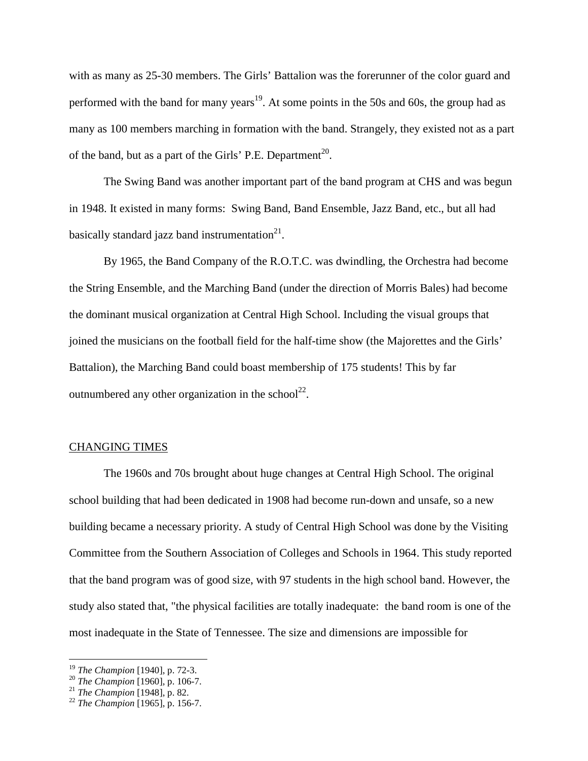with as many as 25-30 members. The Girls' Battalion was the forerunner of the color guard and performed with the band for many years[19]. At some points in the 50s and 60s, the group had as many as 100 members marching in formation with the band. Strangely, they existed not as a part of the band, but as a part of the Girls' P.E. Department[20].

The Swing Band was another important part of the band program at CHS and was begun in 1948. It existed in many forms: Swing Band, Band Ensemble, Jazz Band, etc., but all had basically standard jazz band instrumentation[21].

By 1965, the Band Company of the R.O.T.C. was dwindling, the Orchestra had become the String Ensemble, and the Marching Band (under the direction of Morris Bales) had become the dominant musical organization at Central High School. Including the visual groups that joined the musicians on the football field for the half-time show (the Majorettes and the Girls' Battalion), the Marching Band could boast membership of 175 students! This by far outnumbered any other organization in the school[22].

## CHANGING TIMES

The 1960s and 70s brought about huge changes at Central High School. The original school building that had been dedicated in 1908 had become run-down and unsafe, so a new building became a necessary priority. A study of Central High School was done by the Visiting Committee from the Southern Association of Colleges and Schools in 1964. This study reported that the band program was of good size, with 97 students in the high school band. However, the study also stated that, "the physical facilities are totally inadequate: the band room is one of the most inadequate in the State of Tennessee. The size and dimensions are impossible for

---

[19] *The Champion* [1940], p. 72-3.
[20] *The Champion* [1960], p. 106-7.
[21] *The Champion* [1948], p. 82.
[22] *The Champion* [1965], p. 156-7.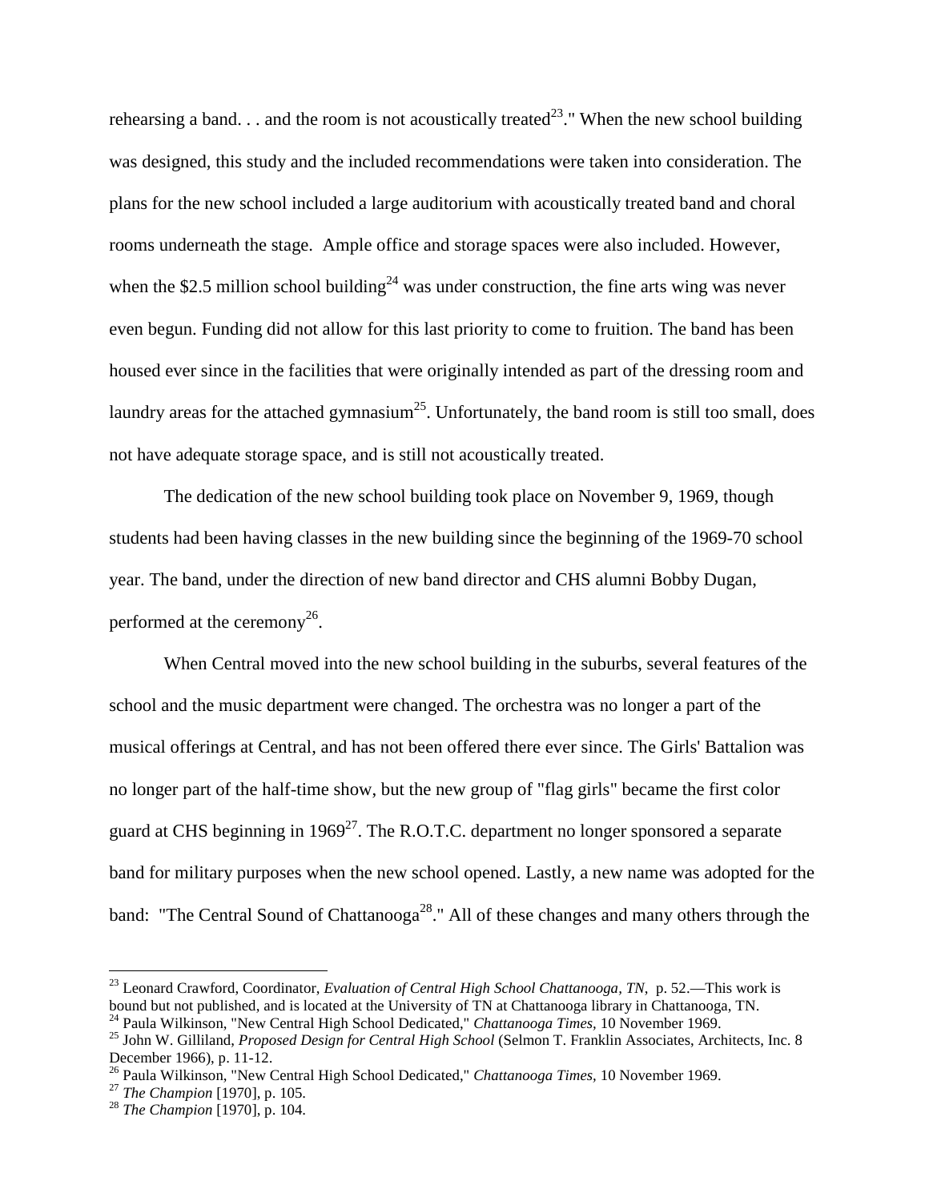rehearsing a band. . . and the room is not acoustically treated[23]." When the new school building was designed, this study and the included recommendations were taken into consideration. The plans for the new school included a large auditorium with acoustically treated band and choral rooms underneath the stage. Ample office and storage spaces were also included. However, when the $2.5 million school building[24] was under construction, the fine arts wing was never even begun. Funding did not allow for this last priority to come to fruition. The band has been housed ever since in the facilities that were originally intended as part of the dressing room and laundry areas for the attached gymnasium[25]. Unfortunately, the band room is still too small, does not have adequate storage space, and is still not acoustically treated.

The dedication of the new school building took place on November 9, 1969, though students had been having classes in the new building since the beginning of the 1969-70 school year. The band, under the direction of new band director and CHS alumni Bobby Dugan, performed at the ceremony[26].

When Central moved into the new school building in the suburbs, several features of the school and the music department were changed. The orchestra was no longer a part of the musical offerings at Central, and has not been offered there ever since. The Girls' Battalion was no longer part of the half-time show, but the new group of "flag girls" became the first color guard at CHS beginning in 1969[27]. The R.O.T.C. department no longer sponsored a separate band for military purposes when the new school opened. Lastly, a new name was adopted for the band: "The Central Sound of Chattanooga[28]." All of these changes and many others through the

---

[23] Leonard Crawford, Coordinator, *Evaluation of Central High School Chattanooga, TN,* p. 52.—This work is bound but not published, and is located at the University of TN at Chattanooga library in Chattanooga, TN.

[24] Paula Wilkinson, "New Central High School Dedicated," *Chattanooga Times,* 10 November 1969.

[25] John W. Gilliland, *Proposed Design for Central High School* (Selmon T. Franklin Associates, Architects, Inc. 8 December 1966), p. 11-12.

[26] Paula Wilkinson, "New Central High School Dedicated," *Chattanooga Times,* 10 November 1969.

[27] *The Champion* [1970], p. 105.

[28] *The Champion* [1970], p. 104.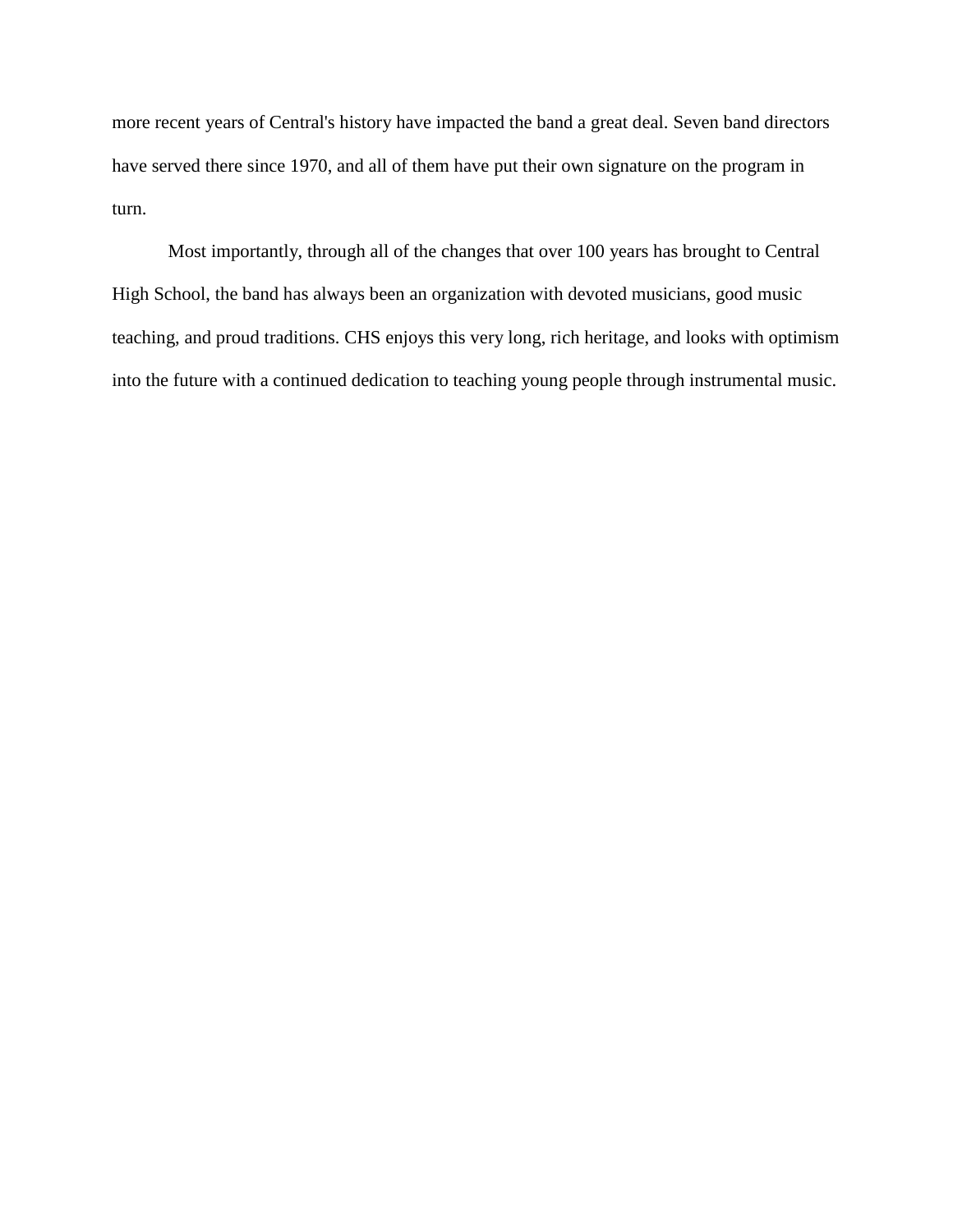more recent years of Central's history have impacted the band a great deal. Seven band directors have served there since 1970, and all of them have put their own signature on the program in turn.

Most importantly, through all of the changes that over 100 years has brought to Central High School, the band has always been an organization with devoted musicians, good music teaching, and proud traditions. CHS enjoys this very long, rich heritage, and looks with optimism into the future with a continued dedication to teaching young people through instrumental music.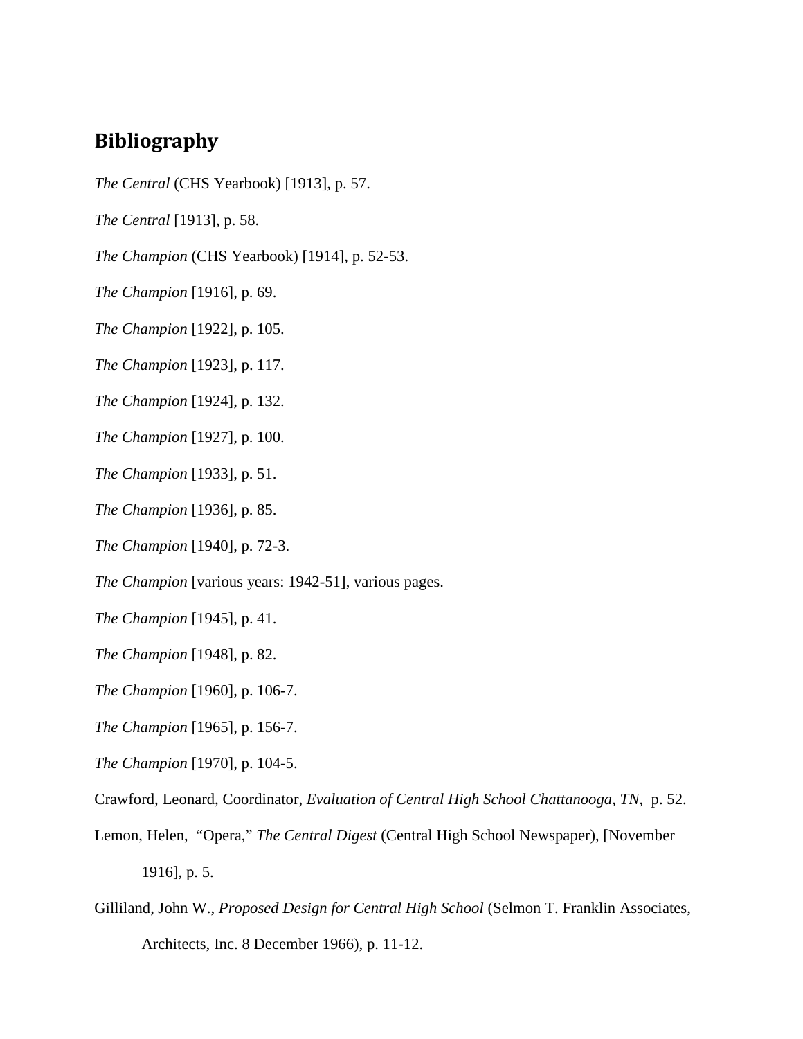## Bibliography

*The Central* (CHS Yearbook) [1913], p. 57.

*The Central* [1913], p. 58.

*The Champion* (CHS Yearbook) [1914], p. 52-53.

*The Champion* [1916], p. 69.

*The Champion* [1922], p. 105.

*The Champion* [1923], p. 117.

*The Champion* [1924], p. 132.

*The Champion* [1927], p. 100.

*The Champion* [1933], p. 51.

*The Champion* [1936], p. 85.

*The Champion* [1940], p. 72-3.

*The Champion* [various years: 1942-51], various pages.

*The Champion* [1945], p. 41.

*The Champion* [1948], p. 82.

*The Champion* [1960], p. 106-7.

*The Champion* [1965], p. 156-7.

*The Champion* [1970], p. 104-5.

Crawford, Leonard, Coordinator, *Evaluation of Central High School Chattanooga, TN*, p. 52.

Lemon, Helen, "Opera," *The Central Digest* (Central High School Newspaper), [November 1916], p. 5.

Gilliland, John W., *Proposed Design for Central High School* (Selmon T. Franklin Associates, Architects, Inc. 8 December 1966), p. 11-12.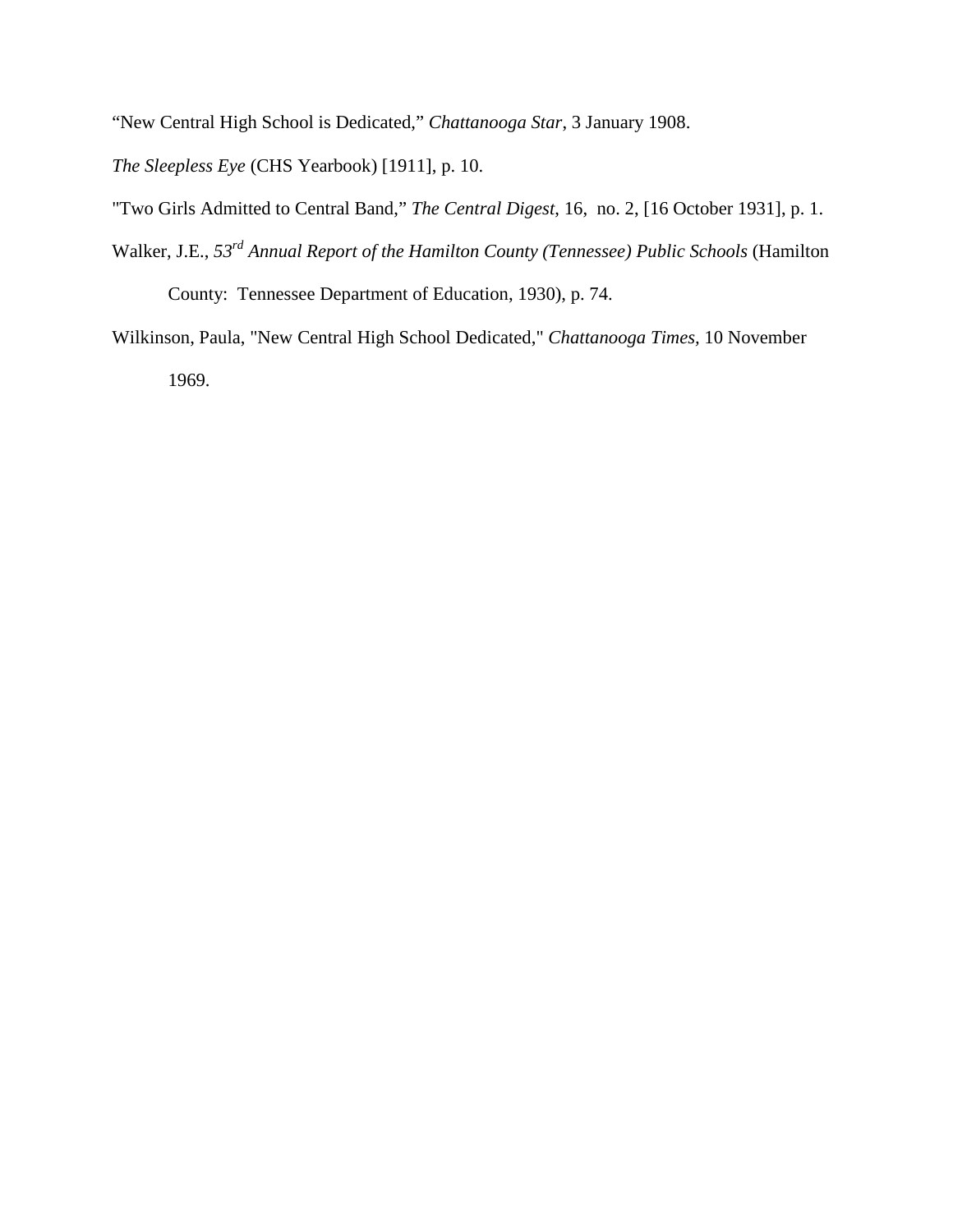"New Central High School is Dedicated," *Chattanooga Star*, 3 January 1908.

*The Sleepless Eye* (CHS Yearbook) [1911], p. 10.

"Two Girls Admitted to Central Band," *The Central Digest*, 16, no. 2, [16 October 1931], p. 1.

Walker, J.E., *53rd Annual Report of the Hamilton County (Tennessee) Public Schools* (Hamilton County: Tennessee Department of Education, 1930), p. 74.

Wilkinson, Paula, "New Central High School Dedicated," *Chattanooga Times*, 10 November 1969.